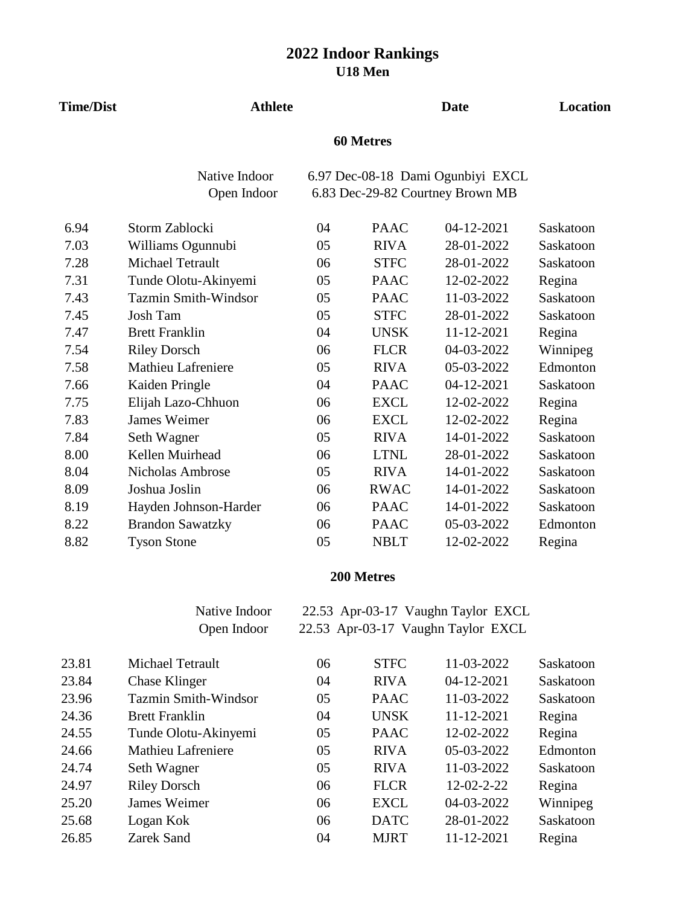# 2022 Indoor Rankings

## U18 Men

### 60 Metres

Native Indoor 6.97 Dec-08-18 Dami Ogunbiyi EXCL
Open Indoor 6.83 Dec-29-82 Courtney Brown MB

| Time/Dist | Athlete | | | Date | Location |
|---|---|---|---|---|---|
| 6.94 | Storm Zablocki | 04 | PAAC | 04-12-2021 | Saskatoon |
| 7.03 | Williams Ogunnubi | 05 | RIVA | 28-01-2022 | Saskatoon |
| 7.28 | Michael Tetrault | 06 | STFC | 28-01-2022 | Saskatoon |
| 7.31 | Tunde Olotu-Akinyemi | 05 | PAAC | 12-02-2022 | Regina |
| 7.43 | Tazmin Smith-Windsor | 05 | PAAC | 11-03-2022 | Saskatoon |
| 7.45 | Josh Tam | 05 | STFC | 28-01-2022 | Saskatoon |
| 7.47 | Brett Franklin | 04 | UNSK | 11-12-2021 | Regina |
| 7.54 | Riley Dorsch | 06 | FLCR | 04-03-2022 | Winnipeg |
| 7.58 | Mathieu Lafreniere | 05 | RIVA | 05-03-2022 | Edmonton |
| 7.66 | Kaiden Pringle | 04 | PAAC | 04-12-2021 | Saskatoon |
| 7.75 | Elijah Lazo-Chhuon | 06 | EXCL | 12-02-2022 | Regina |
| 7.83 | James Weimer | 06 | EXCL | 12-02-2022 | Regina |
| 7.84 | Seth Wagner | 05 | RIVA | 14-01-2022 | Saskatoon |
| 8.00 | Kellen Muirhead | 06 | LTNL | 28-01-2022 | Saskatoon |
| 8.04 | Nicholas Ambrose | 05 | RIVA | 14-01-2022 | Saskatoon |
| 8.09 | Joshua Joslin | 06 | RWAC | 14-01-2022 | Saskatoon |
| 8.19 | Hayden Johnson-Harder | 06 | PAAC | 14-01-2022 | Saskatoon |
| 8.22 | Brandon Sawatzky | 06 | PAAC | 05-03-2022 | Edmonton |
| 8.82 | Tyson Stone | 05 | NBLT | 12-02-2022 | Regina |

### 200 Metres

Native Indoor 22.53 Apr-03-17 Vaughn Taylor EXCL
Open Indoor 22.53 Apr-03-17 Vaughn Taylor EXCL

| Time/Dist | Athlete | | | Date | Location |
|---|---|---|---|---|---|
| 23.81 | Michael Tetrault | 06 | STFC | 11-03-2022 | Saskatoon |
| 23.84 | Chase Klinger | 04 | RIVA | 04-12-2021 | Saskatoon |
| 23.96 | Tazmin Smith-Windsor | 05 | PAAC | 11-03-2022 | Saskatoon |
| 24.36 | Brett Franklin | 04 | UNSK | 11-12-2021 | Regina |
| 24.55 | Tunde Olotu-Akinyemi | 05 | PAAC | 12-02-2022 | Regina |
| 24.66 | Mathieu Lafreniere | 05 | RIVA | 05-03-2022 | Edmonton |
| 24.74 | Seth Wagner | 05 | RIVA | 11-03-2022 | Saskatoon |
| 24.97 | Riley Dorsch | 06 | FLCR | 12-02-2-22 | Regina |
| 25.20 | James Weimer | 06 | EXCL | 04-03-2022 | Winnipeg |
| 25.68 | Logan Kok | 06 | DATC | 28-01-2022 | Saskatoon |
| 26.85 | Zarek Sand | 04 | MJRT | 11-12-2021 | Regina |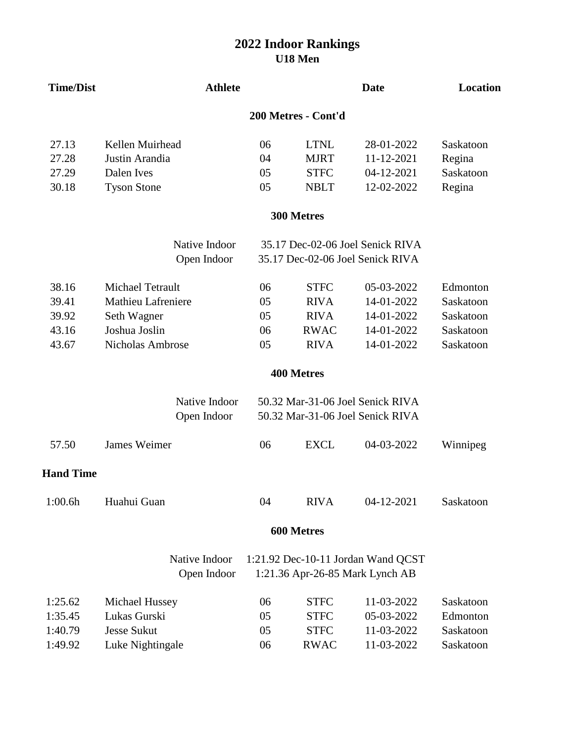# 2022 Indoor Rankings

## U18 Men

| Time/Dist | Athlete | | | Date | Location |
|---|---|---|---|---|---|

### 200 Metres - Cont'd

| Time/Dist | Athlete | | | Date | Location |
|---|---|---|---|---|---|
| 27.13 | Kellen Muirhead | 06 | LTNL | 28-01-2022 | Saskatoon |
| 27.28 | Justin Arandia | 04 | MJRT | 11-12-2021 | Regina |
| 27.29 | Dalen Ives | 05 | STFC | 04-12-2021 | Saskatoon |
| 30.18 | Tyson Stone | 05 | NBLT | 12-02-2022 | Regina |

### 300 Metres

Native Indoor 35.17 Dec-02-06 Joel Senick RIVA
Open Indoor 35.17 Dec-02-06 Joel Senick RIVA

| Time/Dist | Athlete | | | Date | Location |
|---|---|---|---|---|---|
| 38.16 | Michael Tetrault | 06 | STFC | 05-03-2022 | Edmonton |
| 39.41 | Mathieu Lafreniere | 05 | RIVA | 14-01-2022 | Saskatoon |
| 39.92 | Seth Wagner | 05 | RIVA | 14-01-2022 | Saskatoon |
| 43.16 | Joshua Joslin | 06 | RWAC | 14-01-2022 | Saskatoon |
| 43.67 | Nicholas Ambrose | 05 | RIVA | 14-01-2022 | Saskatoon |

### 400 Metres

Native Indoor 50.32 Mar-31-06 Joel Senick RIVA
Open Indoor 50.32 Mar-31-06 Joel Senick RIVA

| Time/Dist | Athlete | | | Date | Location |
|---|---|---|---|---|---|
| 57.50 | James Weimer | 06 | EXCL | 04-03-2022 | Winnipeg |

**Hand Time**

| Time/Dist | Athlete | | | Date | Location |
|---|---|---|---|---|---|
| 1:00.6h | Huahui Guan | 04 | RIVA | 04-12-2021 | Saskatoon |

### 600 Metres

Native Indoor 1:21.92 Dec-10-11 Jordan Wand QCST
Open Indoor 1:21.36 Apr-26-85 Mark Lynch AB

| Time/Dist | Athlete | | | Date | Location |
|---|---|---|---|---|---|
| 1:25.62 | Michael Hussey | 06 | STFC | 11-03-2022 | Saskatoon |
| 1:35.45 | Lukas Gurski | 05 | STFC | 05-03-2022 | Edmonton |
| 1:40.79 | Jesse Sukut | 05 | STFC | 11-03-2022 | Saskatoon |
| 1:49.92 | Luke Nightingale | 06 | RWAC | 11-03-2022 | Saskatoon |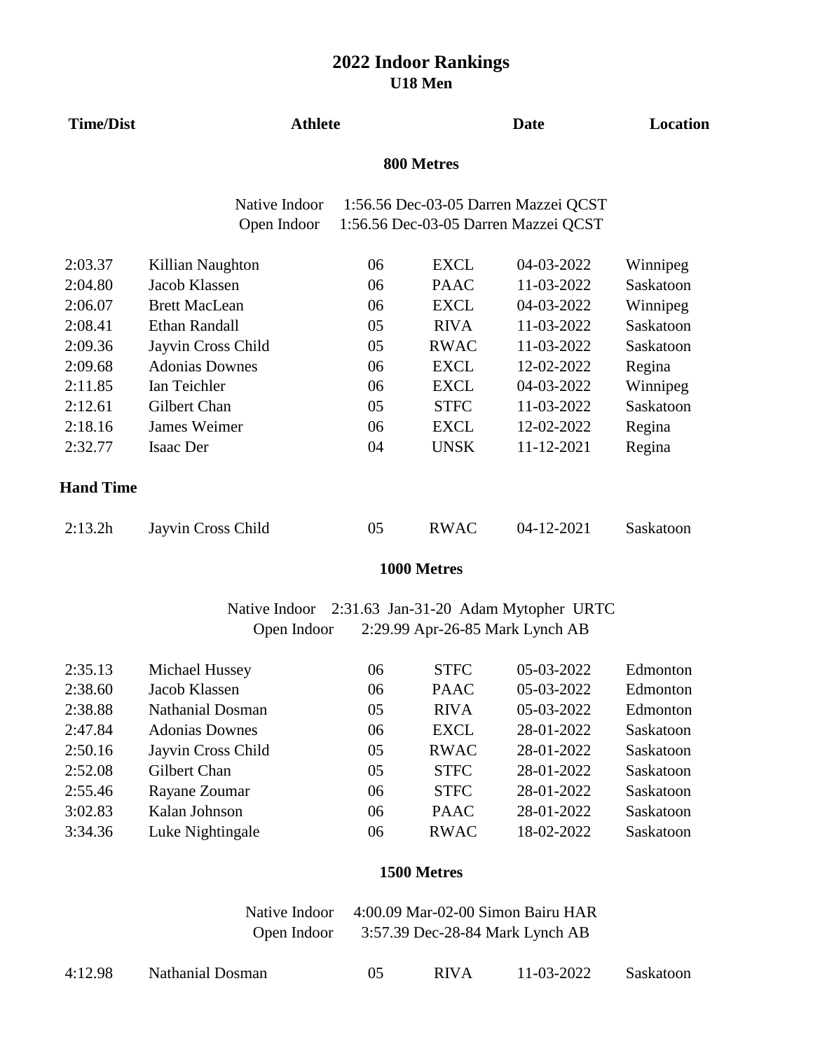# 2022 Indoor Rankings

## U18 Men

| Time/Dist | Athlete | | | Date | Location |
|---|---|---|---|---|---|

### 800 Metres

Native Indoor 1:56.56 Dec-03-05 Darren Mazzei QCST
Open Indoor 1:56.56 Dec-03-05 Darren Mazzei QCST

| Time/Dist | Athlete | | | Date | Location |
|---|---|---|---|---|---|
| 2:03.37 | Killian Naughton | 06 | EXCL | 04-03-2022 | Winnipeg |
| 2:04.80 | Jacob Klassen | 06 | PAAC | 11-03-2022 | Saskatoon |
| 2:06.07 | Brett MacLean | 06 | EXCL | 04-03-2022 | Winnipeg |
| 2:08.41 | Ethan Randall | 05 | RIVA | 11-03-2022 | Saskatoon |
| 2:09.36 | Jayvin Cross Child | 05 | RWAC | 11-03-2022 | Saskatoon |
| 2:09.68 | Adonias Downes | 06 | EXCL | 12-02-2022 | Regina |
| 2:11.85 | Ian Teichler | 06 | EXCL | 04-03-2022 | Winnipeg |
| 2:12.61 | Gilbert Chan | 05 | STFC | 11-03-2022 | Saskatoon |
| 2:18.16 | James Weimer | 06 | EXCL | 12-02-2022 | Regina |
| 2:32.77 | Isaac Der | 04 | UNSK | 11-12-2021 | Regina |

**Hand Time**

| Time/Dist | Athlete | | | Date | Location |
|---|---|---|---|---|---|
| 2:13.2h | Jayvin Cross Child | 05 | RWAC | 04-12-2021 | Saskatoon |

### 1000 Metres

Native Indoor 2:31.63 Jan-31-20 Adam Mytopher URTC
Open Indoor 2:29.99 Apr-26-85 Mark Lynch AB

| Time/Dist | Athlete | | | Date | Location |
|---|---|---|---|---|---|
| 2:35.13 | Michael Hussey | 06 | STFC | 05-03-2022 | Edmonton |
| 2:38.60 | Jacob Klassen | 06 | PAAC | 05-03-2022 | Edmonton |
| 2:38.88 | Nathanial Dosman | 05 | RIVA | 05-03-2022 | Edmonton |
| 2:47.84 | Adonias Downes | 06 | EXCL | 28-01-2022 | Saskatoon |
| 2:50.16 | Jayvin Cross Child | 05 | RWAC | 28-01-2022 | Saskatoon |
| 2:52.08 | Gilbert Chan | 05 | STFC | 28-01-2022 | Saskatoon |
| 2:55.46 | Rayane Zoumar | 06 | STFC | 28-01-2022 | Saskatoon |
| 3:02.83 | Kalan Johnson | 06 | PAAC | 28-01-2022 | Saskatoon |
| 3:34.36 | Luke Nightingale | 06 | RWAC | 18-02-2022 | Saskatoon |

### 1500 Metres

Native Indoor 4:00.09 Mar-02-00 Simon Bairu HAR
Open Indoor 3:57.39 Dec-28-84 Mark Lynch AB

| Time/Dist | Athlete | | | Date | Location |
|---|---|---|---|---|---|
| 4:12.98 | Nathanial Dosman | 05 | RIVA | 11-03-2022 | Saskatoon |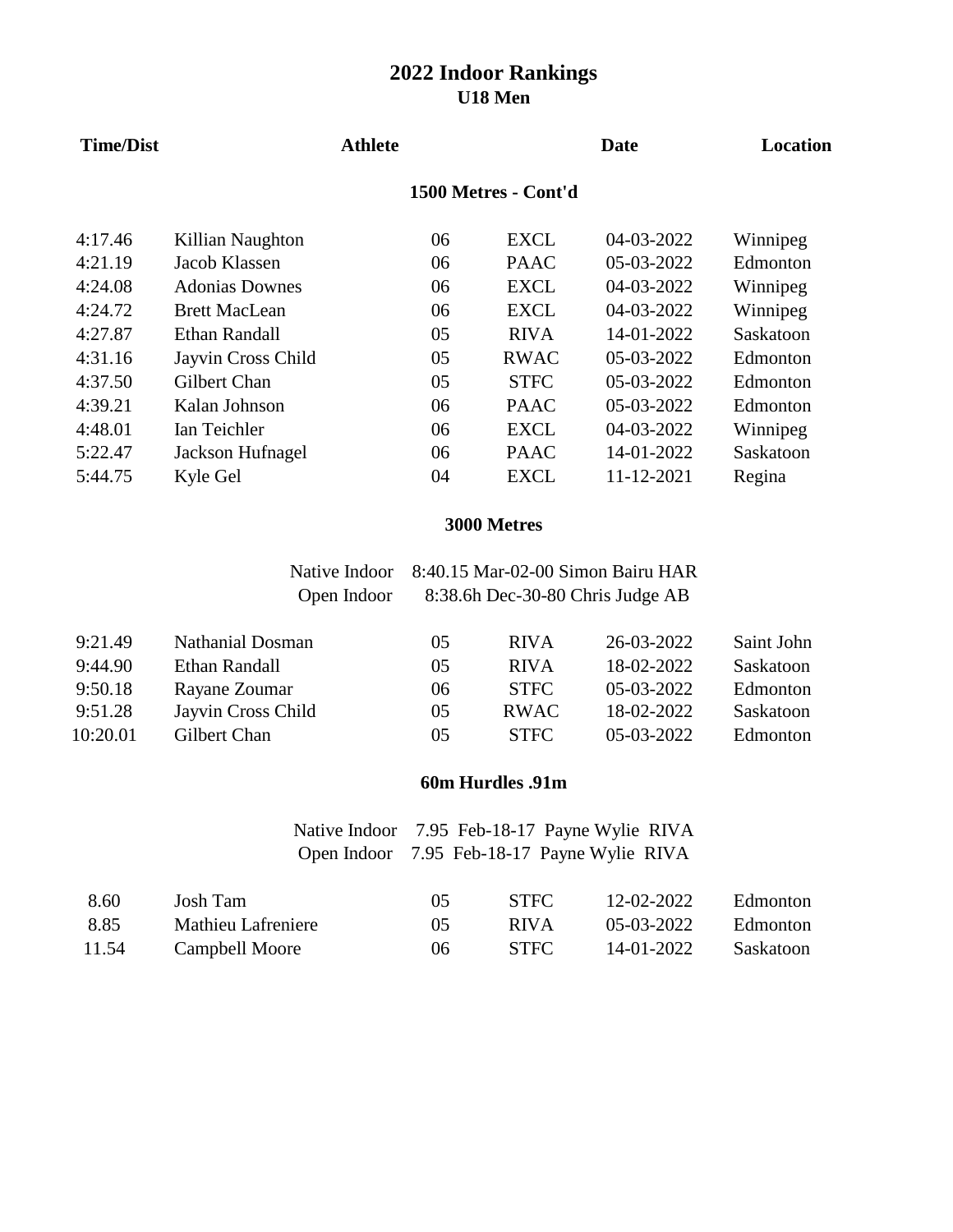# 2022 Indoor Rankings
## U18 Men

### 1500 Metres - Cont'd

| Time/Dist | Athlete | | | Date | Location |
|---|---|---|---|---|---|
| 4:17.46 | Killian Naughton | 06 | EXCL | 04-03-2022 | Winnipeg |
| 4:21.19 | Jacob Klassen | 06 | PAAC | 05-03-2022 | Edmonton |
| 4:24.08 | Adonias Downes | 06 | EXCL | 04-03-2022 | Winnipeg |
| 4:24.72 | Brett MacLean | 06 | EXCL | 04-03-2022 | Winnipeg |
| 4:27.87 | Ethan Randall | 05 | RIVA | 14-01-2022 | Saskatoon |
| 4:31.16 | Jayvin Cross Child | 05 | RWAC | 05-03-2022 | Edmonton |
| 4:37.50 | Gilbert Chan | 05 | STFC | 05-03-2022 | Edmonton |
| 4:39.21 | Kalan Johnson | 06 | PAAC | 05-03-2022 | Edmonton |
| 4:48.01 | Ian Teichler | 06 | EXCL | 04-03-2022 | Winnipeg |
| 5:22.47 | Jackson Hufnagel | 06 | PAAC | 14-01-2022 | Saskatoon |
| 5:44.75 | Kyle Gel | 04 | EXCL | 11-12-2021 | Regina |

### 3000 Metres

Native Indoor 8:40.15 Mar-02-00 Simon Bairu HAR
Open Indoor 8:38.6h Dec-30-80 Chris Judge AB

| Time/Dist | Athlete | | | Date | Location |
|---|---|---|---|---|---|
| 9:21.49 | Nathanial Dosman | 05 | RIVA | 26-03-2022 | Saint John |
| 9:44.90 | Ethan Randall | 05 | RIVA | 18-02-2022 | Saskatoon |
| 9:50.18 | Rayane Zoumar | 06 | STFC | 05-03-2022 | Edmonton |
| 9:51.28 | Jayvin Cross Child | 05 | RWAC | 18-02-2022 | Saskatoon |
| 10:20.01 | Gilbert Chan | 05 | STFC | 05-03-2022 | Edmonton |

### 60m Hurdles .91m

Native Indoor 7.95 Feb-18-17 Payne Wylie RIVA
Open Indoor 7.95 Feb-18-17 Payne Wylie RIVA

| Time/Dist | Athlete | | | Date | Location |
|---|---|---|---|---|---|
| 8.60 | Josh Tam | 05 | STFC | 12-02-2022 | Edmonton |
| 8.85 | Mathieu Lafreniere | 05 | RIVA | 05-03-2022 | Edmonton |
| 11.54 | Campbell Moore | 06 | STFC | 14-01-2022 | Saskatoon |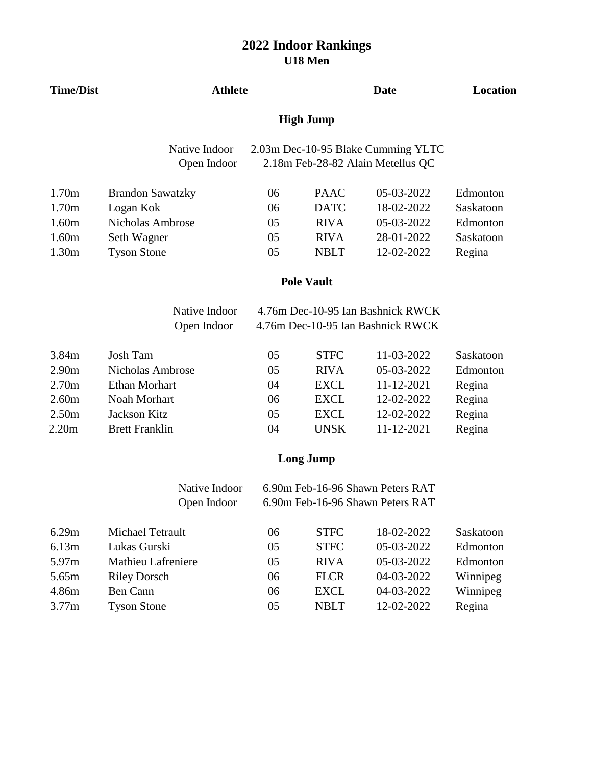# 2022 Indoor Rankings
## U18 Men

| Time/Dist | Athlete | | | Date | Location |
|---|---|---|---|---|---|

### High Jump

Native Indoor 2.03m Dec-10-95 Blake Cumming YLTC
Open Indoor 2.18m Feb-28-82 Alain Metellus QC

| Time/Dist | Athlete | | | Date | Location |
|---|---|---|---|---|---|
| 1.70m | Brandon Sawatzky | 06 | PAAC | 05-03-2022 | Edmonton |
| 1.70m | Logan Kok | 06 | DATC | 18-02-2022 | Saskatoon |
| 1.60m | Nicholas Ambrose | 05 | RIVA | 05-03-2022 | Edmonton |
| 1.60m | Seth Wagner | 05 | RIVA | 28-01-2022 | Saskatoon |
| 1.30m | Tyson Stone | 05 | NBLT | 12-02-2022 | Regina |

### Pole Vault

Native Indoor 4.76m Dec-10-95 Ian Bashnick RWCK
Open Indoor 4.76m Dec-10-95 Ian Bashnick RWCK

| Time/Dist | Athlete | | | Date | Location |
|---|---|---|---|---|---|
| 3.84m | Josh Tam | 05 | STFC | 11-03-2022 | Saskatoon |
| 2.90m | Nicholas Ambrose | 05 | RIVA | 05-03-2022 | Edmonton |
| 2.70m | Ethan Morhart | 04 | EXCL | 11-12-2021 | Regina |
| 2.60m | Noah Morhart | 06 | EXCL | 12-02-2022 | Regina |
| 2.50m | Jackson Kitz | 05 | EXCL | 12-02-2022 | Regina |
| 2.20m | Brett Franklin | 04 | UNSK | 11-12-2021 | Regina |

### Long Jump

Native Indoor 6.90m Feb-16-96 Shawn Peters RAT
Open Indoor 6.90m Feb-16-96 Shawn Peters RAT

| Time/Dist | Athlete | | | Date | Location |
|---|---|---|---|---|---|
| 6.29m | Michael Tetrault | 06 | STFC | 18-02-2022 | Saskatoon |
| 6.13m | Lukas Gurski | 05 | STFC | 05-03-2022 | Edmonton |
| 5.97m | Mathieu Lafreniere | 05 | RIVA | 05-03-2022 | Edmonton |
| 5.65m | Riley Dorsch | 06 | FLCR | 04-03-2022 | Winnipeg |
| 4.86m | Ben Cann | 06 | EXCL | 04-03-2022 | Winnipeg |
| 3.77m | Tyson Stone | 05 | NBLT | 12-02-2022 | Regina |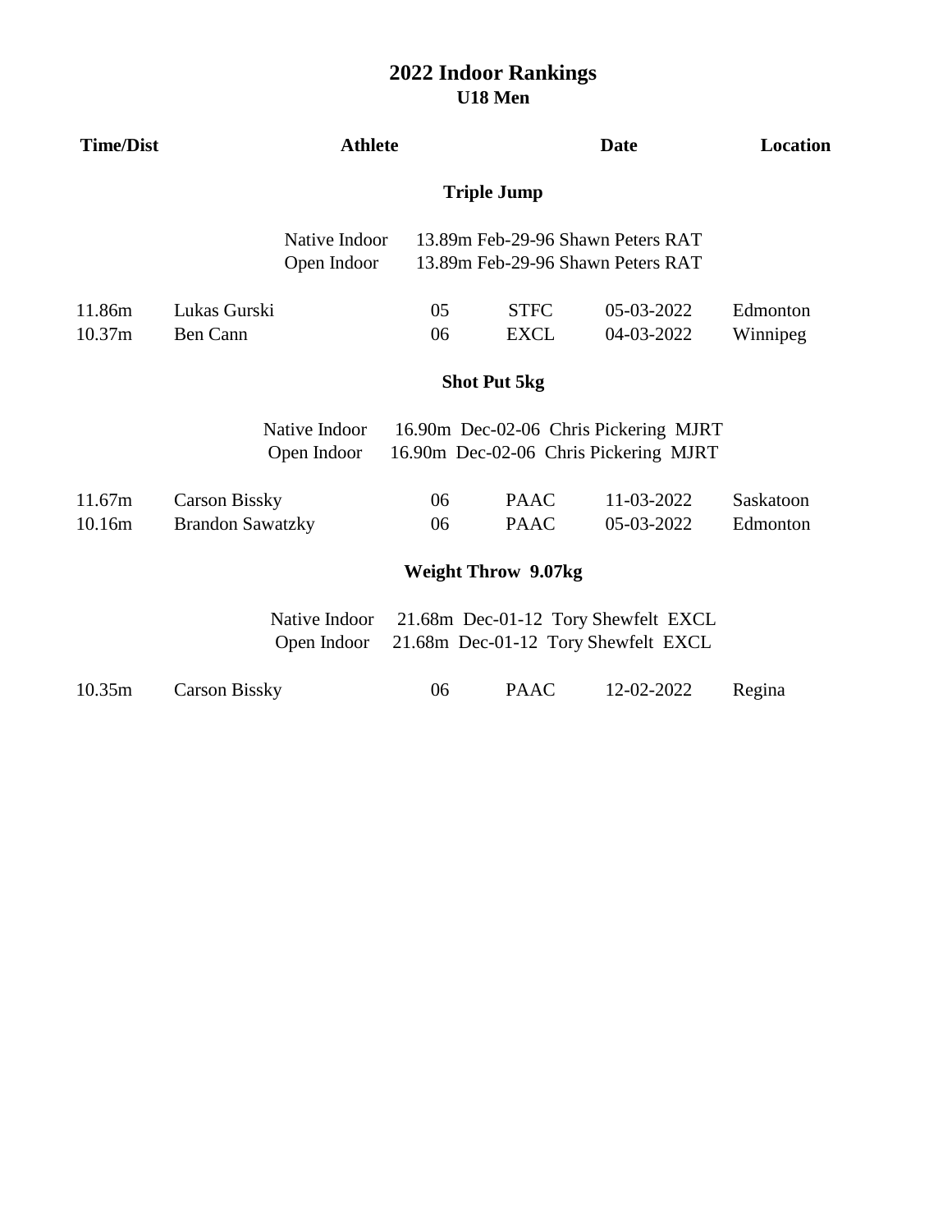# 2022 Indoor Rankings

## U18 Men

| Time/Dist | Athlete | | | Date | Location |
|---|---|---|---|---|---|

### Triple Jump

Native Indoor 13.89m Feb-29-96 Shawn Peters RAT
Open Indoor 13.89m Feb-29-96 Shawn Peters RAT

| Time/Dist | Athlete | | | Date | Location |
|---|---|---|---|---|---|
| 11.86m | Lukas Gurski | 05 | STFC | 05-03-2022 | Edmonton |
| 10.37m | Ben Cann | 06 | EXCL | 04-03-2022 | Winnipeg |

### Shot Put 5kg

Native Indoor 16.90m Dec-02-06 Chris Pickering MJRT
Open Indoor 16.90m Dec-02-06 Chris Pickering MJRT

| Time/Dist | Athlete | | | Date | Location |
|---|---|---|---|---|---|
| 11.67m | Carson Bissky | 06 | PAAC | 11-03-2022 | Saskatoon |
| 10.16m | Brandon Sawatzky | 06 | PAAC | 05-03-2022 | Edmonton |

### Weight Throw 9.07kg

Native Indoor 21.68m Dec-01-12 Tory Shewfelt EXCL
Open Indoor 21.68m Dec-01-12 Tory Shewfelt EXCL

| Time/Dist | Athlete | | | Date | Location |
|---|---|---|---|---|---|
| 10.35m | Carson Bissky | 06 | PAAC | 12-02-2022 | Regina |